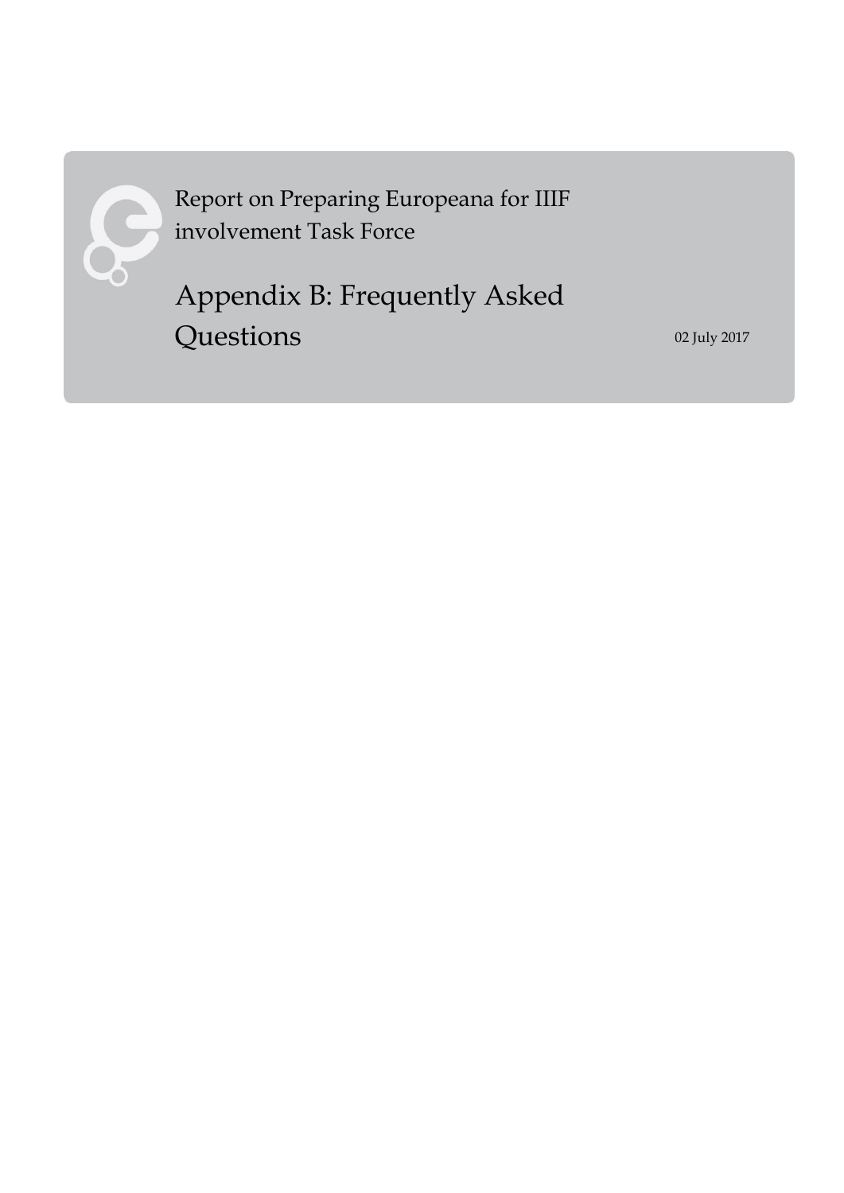Report on Preparing Europeana for IIIF involvement Task Force

# Appendix B: Frequently Asked Questions

02 July 2017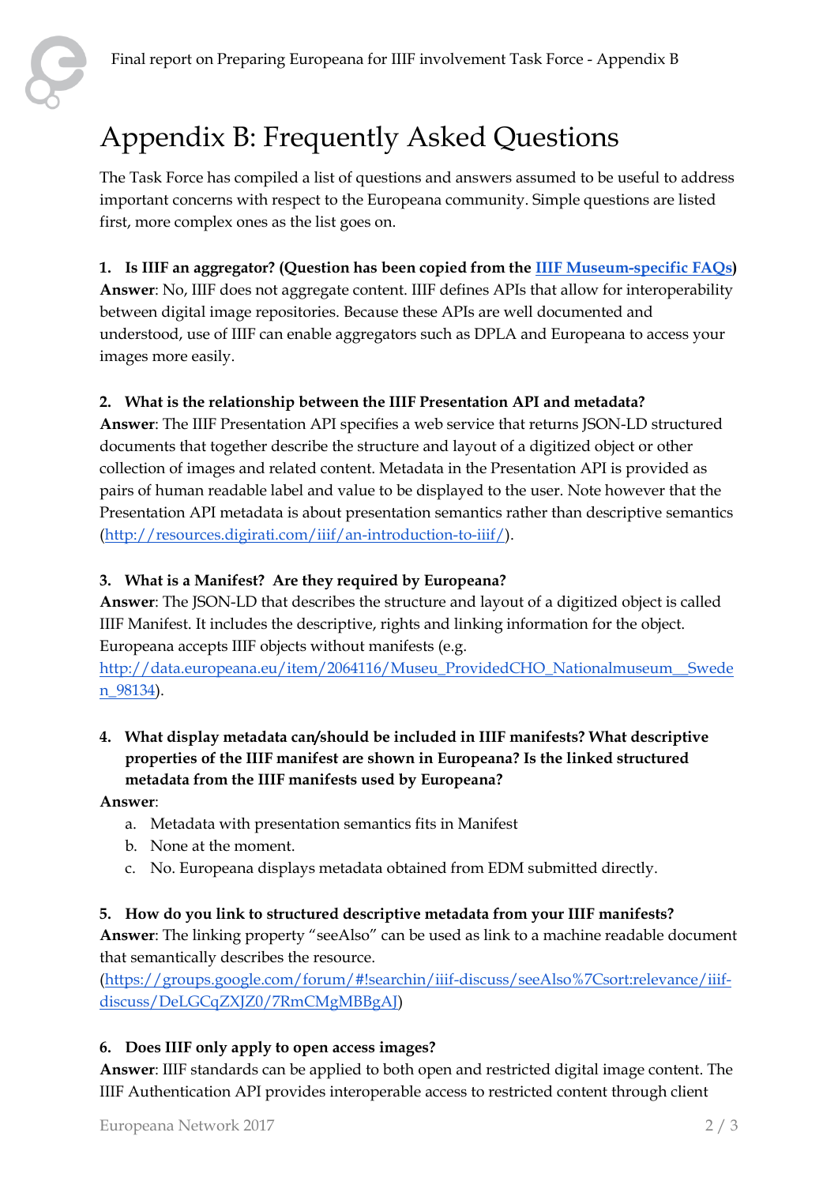# Appendix B: Frequently Asked Questions

The Task Force has compiled a list of questions and answers assumed to be useful to address important concerns with respect to the Europeana community. Simple questions are listed first, more complex ones as the list goes on.

**1. Is IIIF an aggregator? (Question has been copied from the [IIIF Museum-specific FAQs](#))**
**Answer**: No, IIIF does not aggregate content. IIIF defines APIs that allow for interoperability between digital image repositories. Because these APIs are well documented and understood, use of IIIF can enable aggregators such as DPLA and Europeana to access your images more easily.

**2. What is the relationship between the IIIF Presentation API and metadata?**
**Answer**: The IIIF Presentation API specifies a web service that returns JSON-LD structured documents that together describe the structure and layout of a digitized object or other collection of images and related content. Metadata in the Presentation API is provided as pairs of human readable label and value to be displayed to the user. Note however that the Presentation API metadata is about presentation semantics rather than descriptive semantics (http://resources.digirati.com/iiif/an-introduction-to-iiif/).

**3. What is a Manifest? Are they required by Europeana?**
**Answer**: The JSON-LD that describes the structure and layout of a digitized object is called IIIF Manifest. It includes the descriptive, rights and linking information for the object. Europeana accepts IIIF objects without manifests (e.g. http://data.europeana.eu/item/2064116/Museu_ProvidedCHO_Nationalmuseum__Sweden_98134).

**4. What display metadata can/should be included in IIIF manifests? What descriptive properties of the IIIF manifest are shown in Europeana? Is the linked structured metadata from the IIIF manifests used by Europeana?**
**Answer**:

a. Metadata with presentation semantics fits in Manifest
b. None at the moment.
c. No. Europeana displays metadata obtained from EDM submitted directly.

**5. How do you link to structured descriptive metadata from your IIIF manifests?**
**Answer**: The linking property "seeAlso" can be used as link to a machine readable document that semantically describes the resource. (https://groups.google.com/forum/#!searchin/iiif-discuss/seeAlso%7Csort:relevance/iiif-discuss/DeLGCqZXJZ0/7RmCMgMBBgAJ)

**6. Does IIIF only apply to open access images?**
**Answer**: IIIF standards can be applied to both open and restricted digital image content. The IIIF Authentication API provides interoperable access to restricted content through client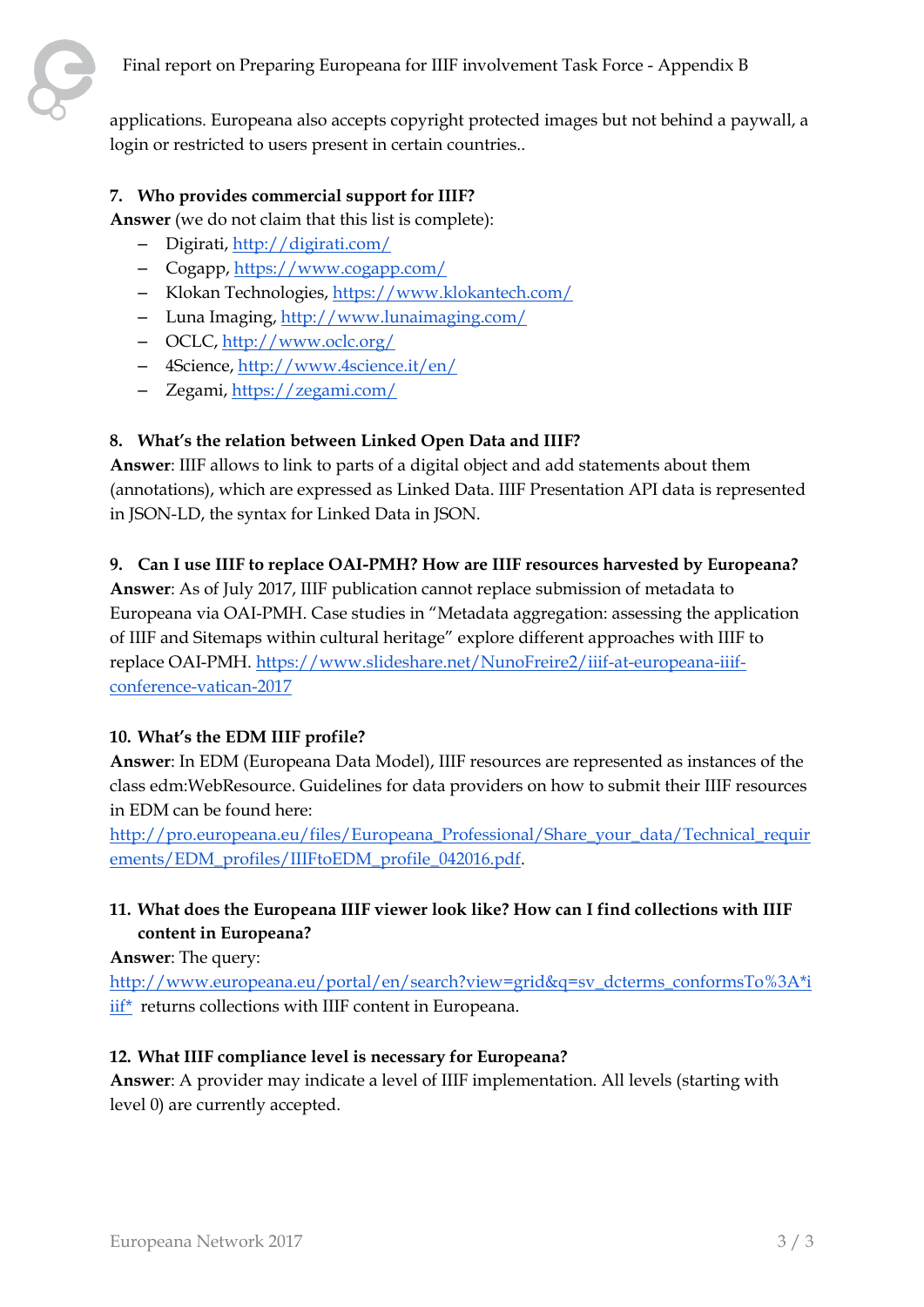applications. Europeana also accepts copyright protected images but not behind a paywall, a login or restricted to users present in certain countries..

**7. Who provides commercial support for IIIF?**

**Answer** (we do not claim that this list is complete):

- Digirati, http://digirati.com/
- Cogapp, https://www.cogapp.com/
- Klokan Technologies, https://www.klokantech.com/
- Luna Imaging, http://www.lunaimaging.com/
- OCLC, http://www.oclc.org/
- 4Science, http://www.4science.it/en/
- Zegami, https://zegami.com/

**8. What's the relation between Linked Open Data and IIIF?**

**Answer**: IIIF allows to link to parts of a digital object and add statements about them (annotations), which are expressed as Linked Data. IIIF Presentation API data is represented in JSON-LD, the syntax for Linked Data in JSON.

**9. Can I use IIIF to replace OAI-PMH? How are IIIF resources harvested by Europeana?**

**Answer**: As of July 2017, IIIF publication cannot replace submission of metadata to Europeana via OAI-PMH. Case studies in "Metadata aggregation: assessing the application of IIIF and Sitemaps within cultural heritage" explore different approaches with IIIF to replace OAI-PMH. https://www.slideshare.net/NunoFreire2/iiif-at-europeana-iiif-conference-vatican-2017

**10. What's the EDM IIIF profile?**

**Answer**: In EDM (Europeana Data Model), IIIF resources are represented as instances of the class edm:WebResource. Guidelines for data providers on how to submit their IIIF resources in EDM can be found here: http://pro.europeana.eu/files/Europeana_Professional/Share_your_data/Technical_requirements/EDM_profiles/IIIFtoEDM_profile_042016.pdf.

**11. What does the Europeana IIIF viewer look like? How can I find collections with IIIF content in Europeana?**

**Answer**: The query: http://www.europeana.eu/portal/en/search?view=grid&q=sv_dcterms_conformsTo%3A*iiif* returns collections with IIIF content in Europeana.

**12. What IIIF compliance level is necessary for Europeana?**

**Answer**: A provider may indicate a level of IIIF implementation. All levels (starting with level 0) are currently accepted.